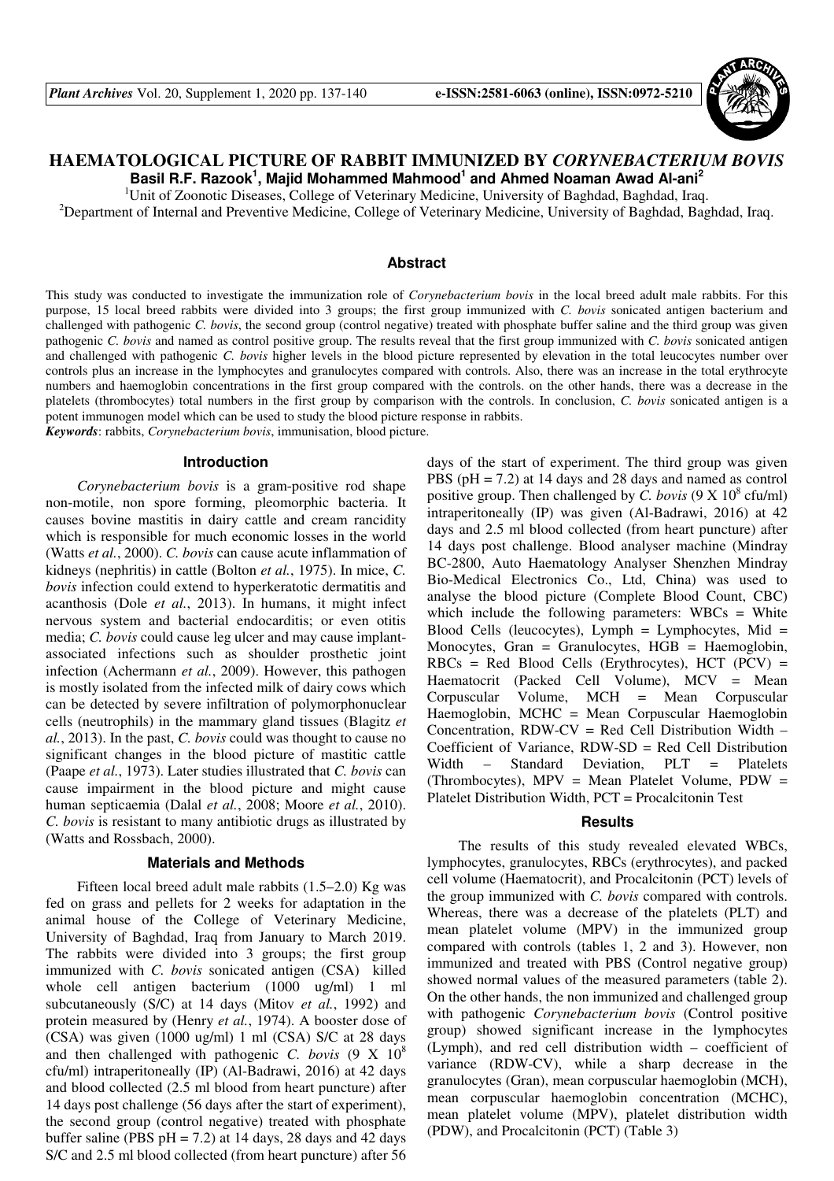# HAEMATOLOGICAL PICTURE OF RABBIT IMMUNIZED BY *CORYNEBACTERIUM BOVIS*

**Basil R.F. Razook[1], Majid Mohammed Mahmood[1] and Ahmed Noaman Awad Al-ani[2]**

[1]Unit of Zoonotic Diseases, College of Veterinary Medicine, University of Baghdad, Baghdad, Iraq.

[2]Department of Internal and Preventive Medicine, College of Veterinary Medicine, University of Baghdad, Baghdad, Iraq.

## Abstract

This study was conducted to investigate the immunization role of *Corynebacterium bovis* in the local breed adult male rabbits. For this purpose, 15 local breed rabbits were divided into 3 groups; the first group immunized with *C. bovis* sonicated antigen bacterium and challenged with pathogenic *C. bovis*, the second group (control negative) treated with phosphate buffer saline and the third group was given pathogenic *C. bovis* and named as control positive group. The results reveal that the first group immunized with *C. bovis* sonicated antigen and challenged with pathogenic *C. bovis* higher levels in the blood picture represented by elevation in the total leucocytes number over controls plus an increase in the lymphocytes and granulocytes compared with controls. Also, there was an increase in the total erythrocyte numbers and haemoglobin concentrations in the first group compared with the controls. on the other hands, there was a decrease in the platelets (thrombocytes) total numbers in the first group by comparison with the controls. In conclusion, *C. bovis* sonicated antigen is a potent immunogen model which can be used to study the blood picture response in rabbits.

***Keywords***: rabbits, *Corynebacterium bovis*, immunisation, blood picture.

## Introduction

*Corynebacterium bovis* is a gram-positive rod shape non-motile, non spore forming, pleomorphic bacteria. It causes bovine mastitis in dairy cattle and cream rancidity which is responsible for much economic losses in the world (Watts *et al.*, 2000). *C. bovis* can cause acute inflammation of kidneys (nephritis) in cattle (Bolton *et al.*, 1975). In mice, *C. bovis* infection could extend to hyperkeratotic dermatitis and acanthosis (Dole *et al.*, 2013). In humans, it might infect nervous system and bacterial endocarditis; or even otitis media; *C. bovis* could cause leg ulcer and may cause implant-associated infections such as shoulder prosthetic joint infection (Achermann *et al.*, 2009). However, this pathogen is mostly isolated from the infected milk of dairy cows which can be detected by severe infiltration of polymorphonuclear cells (neutrophils) in the mammary gland tissues (Blagitz *et al.*, 2013). In the past, *C. bovis* could was thought to cause no significant changes in the blood picture of mastitic cattle (Paape *et al.*, 1973). Later studies illustrated that *C. bovis* can cause impairment in the blood picture and might cause human septicaemia (Dalal *et al.*, 2008; Moore *et al.*, 2010). *C. bovis* is resistant to many antibiotic drugs as illustrated by (Watts and Rossbach, 2000).

## Materials and Methods

Fifteen local breed adult male rabbits (1.5–2.0) Kg was fed on grass and pellets for 2 weeks for adaptation in the animal house of the College of Veterinary Medicine, University of Baghdad, Iraq from January to March 2019. The rabbits were divided into 3 groups; the first group immunized with *C. bovis* sonicated antigen (CSA) killed whole cell antigen bacterium (1000 ug/ml) 1 ml subcutaneously (S/C) at 14 days (Mitov *et al.*, 1992) and protein measured by (Henry *et al.*, 1974). A booster dose of (CSA) was given (1000 ug/ml) 1 ml (CSA) S/C at 28 days and then challenged with pathogenic *C. bovis* ($9 \times 10^8$ cfu/ml) intraperitoneally (IP) (Al-Badrawi, 2016) at 42 days and blood collected (2.5 ml blood from heart puncture) after 14 days post challenge (56 days after the start of experiment), the second group (control negative) treated with phosphate buffer saline (PBS pH = 7.2) at 14 days, 28 days and 42 days S/C and 2.5 ml blood collected (from heart puncture) after 56 days of the start of experiment. The third group was given PBS (pH = 7.2) at 14 days and 28 days and named as control positive group. Then challenged by *C. bovis* ($9 \times 10^8$ cfu/ml) intraperitoneally (IP) was given (Al-Badrawi, 2016) at 42 days and 2.5 ml blood collected (from heart puncture) after 14 days post challenge. Blood analyser machine (Mindray BC-2800, Auto Haematology Analyser Shenzhen Mindray Bio-Medical Electronics Co., Ltd, China) was used to analyse the blood picture (Complete Blood Count, CBC) which include the following parameters: WBCs = White Blood Cells (leucocytes), Lymph = Lymphocytes, Mid = Monocytes, Gran = Granulocytes, HGB = Haemoglobin, RBCs = Red Blood Cells (Erythrocytes), HCT (PCV) = Haematocrit (Packed Cell Volume), MCV = Mean Corpuscular Volume, MCH = Mean Corpuscular Haemoglobin, MCHC = Mean Corpuscular Haemoglobin Concentration, RDW-CV = Red Cell Distribution Width – Coefficient of Variance, RDW-SD = Red Cell Distribution Width – Standard Deviation, PLT = Platelets (Thrombocytes), MPV = Mean Platelet Volume, PDW = Platelet Distribution Width, PCT = Procalcitonin Test

## Results

The results of this study revealed elevated WBCs, lymphocytes, granulocytes, RBCs (erythrocytes), and packed cell volume (Haematocrit), and Procalcitonin (PCT) levels of the group immunized with *C. bovis* compared with controls. Whereas, there was a decrease of the platelets (PLT) and mean platelet volume (MPV) in the immunized group compared with controls (tables 1, 2 and 3). However, non immunized and treated with PBS (Control negative group) showed normal values of the measured parameters (table 2). On the other hands, the non immunized and challenged group with pathogenic *Corynebacterium bovis* (Control positive group) showed significant increase in the lymphocytes (Lymph), and red cell distribution width – coefficient of variance (RDW-CV), while a sharp decrease in the granulocytes (Gran), mean corpuscular haemoglobin (MCH), mean corpuscular haemoglobin concentration (MCHC), mean platelet volume (MPV), platelet distribution width (PDW), and Procalcitonin (PCT) (Table 3)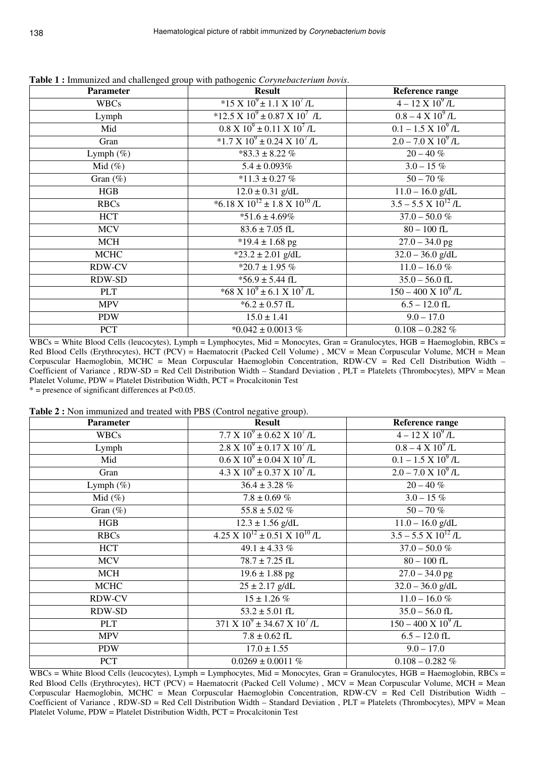**Table 1 :** Immunized and challenged group with pathogenic *Corynebacterium bovis*.

| Parameter | Result | Reference range |
| --- | --- | --- |
| WBCs | *$15 \times 10^{9} \pm 1.1 \times 10^{7}$ /L | $4 - 12 \times 10^{9}$ /L |
| Lymph | *$12.5 \times 10^{9} \pm 0.87 \times 10^{7}$ /L | $0.8 - 4 \times 10^{9}$ /L |
| Mid | $0.8 \times 10^{9} \pm 0.11 \times 10^{7}$ /L | $0.1 - 1.5 \times 10^{9}$ /L |
| Gran | *$1.7 \times 10^{9} \pm 0.24 \times 10^{7}$ /L | $2.0 - 7.0 \times 10^{9}$ /L |
| Lymph (%) | *83.3 ± 8.22 % | 20 – 40 % |
| Mid (%) | 5.4 ± 0.093% | 3.0 – 15 % |
| Gran (%) | *11.3 ± 0.27 % | 50 – 70 % |
| HGB | 12.0 ± 0.31 g/dL | 11.0 – 16.0 g/dL |
| RBCs | *$6.18 \times 10^{12} \pm 1.8 \times 10^{10}$ /L | $3.5 - 5.5 \times 10^{12}$ /L |
| HCT | *51.6 ± 4.69% | 37.0 – 50.0 % |
| MCV | 83.6 ± 7.05 fL | 80 – 100 fL |
| MCH | *19.4 ± 1.68 pg | 27.0 – 34.0 pg |
| MCHC | *23.2 ± 2.01 g/dL | 32.0 – 36.0 g/dL |
| RDW-CV | *20.7 ± 1.95 % | 11.0 – 16.0 % |
| RDW-SD | *56.9 ± 5.44 fL | 35.0 – 56.0 fL |
| PLT | *$68 \times 10^{9} \pm 6.1 \times 10^{7}$ /L | $150 - 400 \times 10^{9}$ /L |
| MPV | *6.2 ± 0.57 fL | 6.5 – 12.0 fL |
| PDW | 15.0 ± 1.41 | 9.0 – 17.0 |
| PCT | *0.042 ± 0.0013 % | 0.108 – 0.282 % |

WBCs = White Blood Cells (leucocytes), Lymph = Lymphocytes, Mid = Monocytes, Gran = Granulocytes, HGB = Haemoglobin, RBCs = Red Blood Cells (Erythrocytes), HCT (PCV) = Haematocrit (Packed Cell Volume) , MCV = Mean Corpuscular Volume, MCH = Mean Corpuscular Haemoglobin, MCHC = Mean Corpuscular Haemoglobin Concentration, RDW-CV = Red Cell Distribution Width – Coefficient of Variance , RDW-SD = Red Cell Distribution Width – Standard Deviation , PLT = Platelets (Thrombocytes), MPV = Mean Platelet Volume, PDW = Platelet Distribution Width, PCT = Procalcitonin Test
* = presence of significant differences at $P<0.05$.

**Table 2 :** Non immunized and treated with PBS (Control negative group).

| Parameter | Result | Reference range |
| --- | --- | --- |
| WBCs | $7.7 \times 10^{9} \pm 0.62 \times 10^{7}$ /L | $4 - 12 \times 10^{9}$ /L |
| Lymph | $2.8 \times 10^{9} \pm 0.17 \times 10^{7}$ /L | $0.8 - 4 \times 10^{9}$ /L |
| Mid | $0.6 \times 10^{9} \pm 0.04 \times 10^{7}$ /L | $0.1 - 1.5 \times 10^{9}$ /L |
| Gran | $4.3 \times 10^{9} \pm 0.37 \times 10^{7}$ /L | $2.0 - 7.0 \times 10^{9}$ /L |
| Lymph (%) | 36.4 ± 3.28 % | 20 – 40 % |
| Mid (%) | 7.8 ± 0.69 % | 3.0 – 15 % |
| Gran (%) | 55.8 ± 5.02 % | 50 – 70 % |
| HGB | 12.3 ± 1.56 g/dL | 11.0 – 16.0 g/dL |
| RBCs | $4.25 \times 10^{12} \pm 0.51 \times 10^{10}$ /L | $3.5 - 5.5 \times 10^{12}$ /L |
| HCT | 49.1 ± 4.33 % | 37.0 – 50.0 % |
| MCV | 78.7 ± 7.25 fL | 80 – 100 fL |
| MCH | 19.6 ± 1.88 pg | 27.0 – 34.0 pg |
| MCHC | 25 ± 2.17 g/dL | 32.0 – 36.0 g/dL |
| RDW-CV | 15 ± 1.26 % | 11.0 – 16.0 % |
| RDW-SD | 53.2 ± 5.01 fL | 35.0 – 56.0 fL |
| PLT | $371 \times 10^{9} \pm 34.67 \times 10^{7}$ /L | $150 - 400 \times 10^{9}$ /L |
| MPV | 7.8 ± 0.62 fL | 6.5 – 12.0 fL |
| PDW | 17.0 ± 1.55 | 9.0 – 17.0 |
| PCT | 0.0269 ± 0.0011 % | 0.108 – 0.282 % |

WBCs = White Blood Cells (leucocytes), Lymph = Lymphocytes, Mid = Monocytes, Gran = Granulocytes, HGB = Haemoglobin, RBCs = Red Blood Cells (Erythrocytes), HCT (PCV) = Haematocrit (Packed Cell Volume) , MCV = Mean Corpuscular Volume, MCH = Mean Corpuscular Haemoglobin, MCHC = Mean Corpuscular Haemoglobin Concentration, RDW-CV = Red Cell Distribution Width – Coefficient of Variance , RDW-SD = Red Cell Distribution Width – Standard Deviation , PLT = Platelets (Thrombocytes), MPV = Mean Platelet Volume, PDW = Platelet Distribution Width, PCT = Procalcitonin Test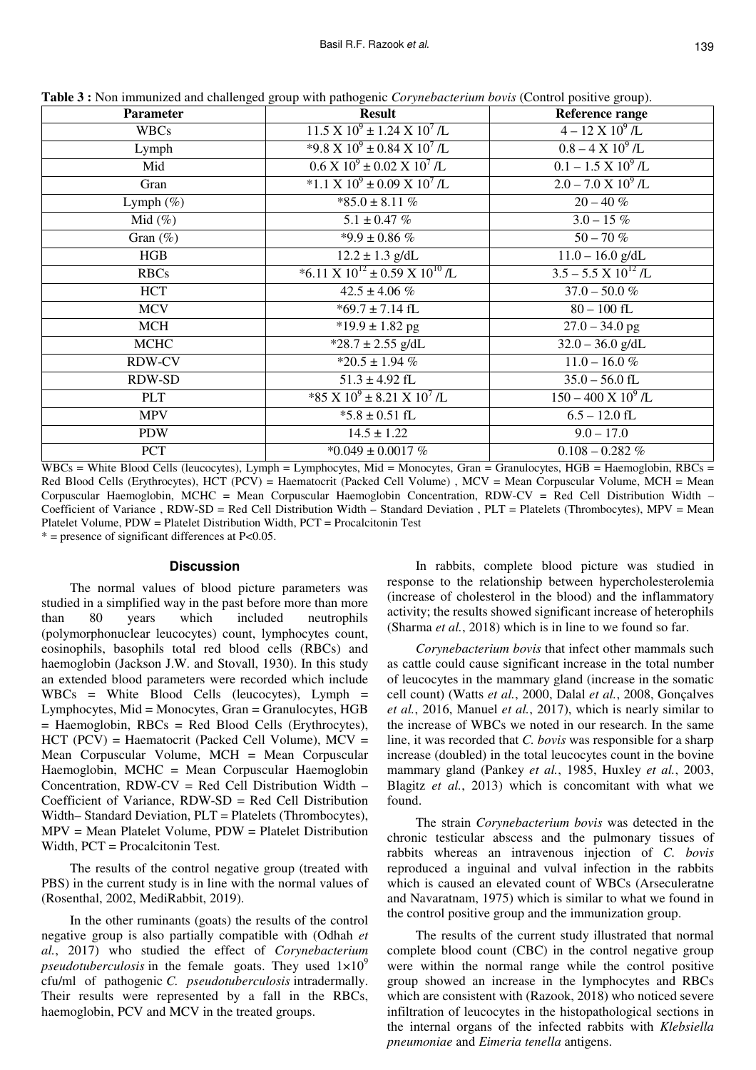**Table 3 :** Non immunized and challenged group with pathogenic *Corynebacterium bovis* (Control positive group).

| Parameter | Result | Reference range |
|---|---|---|
| WBCs | $11.5 \times 10^9 \pm 1.24 \times 10^7$ /L | $4 – 12 \times 10^9$ /L |
| Lymph | *$9.8 \times 10^9 \pm 0.84 \times 10^7$ /L | $0.8 – 4 \times 10^9$ /L |
| Mid | $0.6 \times 10^9 \pm 0.02 \times 10^7$ /L | $0.1 – 1.5 \times 10^9$ /L |
| Gran | *$1.1 \times 10^9 \pm 0.09 \times 10^7$ /L | $2.0 – 7.0 \times 10^9$ /L |
| Lymph (%) | *85.0 ± 8.11 % | 20 – 40 % |
| Mid (%) | 5.1 ± 0.47 % | 3.0 – 15 % |
| Gran (%) | *9.9 ± 0.86 % | 50 – 70 % |
| HGB | 12.2 ± 1.3 g/dL | 11.0 – 16.0 g/dL |
| RBCs | *$6.11 \times 10^{12} \pm 0.59 \times 10^{10}$ /L | $3.5 – 5.5 \times 10^{12}$ /L |
| HCT | 42.5 ± 4.06 % | 37.0 – 50.0 % |
| MCV | *69.7 ± 7.14 fL | 80 – 100 fL |
| MCH | *19.9 ± 1.82 pg | 27.0 – 34.0 pg |
| MCHC | *28.7 ± 2.55 g/dL | 32.0 – 36.0 g/dL |
| RDW-CV | *20.5 ± 1.94 % | 11.0 – 16.0 % |
| RDW-SD | 51.3 ± 4.92 fL | 35.0 – 56.0 fL |
| PLT | *$85 \times 10^9 \pm 8.21 \times 10^7$ /L | $150 – 400 \times 10^9$ /L |
| MPV | *5.8 ± 0.51 fL | 6.5 – 12.0 fL |
| PDW | 14.5 ± 1.22 | 9.0 – 17.0 |
| PCT | *0.049 ± 0.0017 % | 0.108 – 0.282 % |

WBCs = White Blood Cells (leucocytes), Lymph = Lymphocytes, Mid = Monocytes, Gran = Granulocytes, HGB = Haemoglobin, RBCs = Red Blood Cells (Erythrocytes), HCT (PCV) = Haematocrit (Packed Cell Volume) , MCV = Mean Corpuscular Volume, MCH = Mean Corpuscular Haemoglobin, MCHC = Mean Corpuscular Haemoglobin Concentration, RDW-CV = Red Cell Distribution Width – Coefficient of Variance , RDW-SD = Red Cell Distribution Width – Standard Deviation , PLT = Platelets (Thrombocytes), MPV = Mean Platelet Volume, PDW = Platelet Distribution Width, PCT = Procalcitonin Test

* = presence of significant differences at $P<0.05$.

## Discussion

The normal values of blood picture parameters was studied in a simplified way in the past before more than more than 80 years which included neutrophils (polymorphonuclear leucocytes) count, lymphocytes count, eosinophils, basophils total red blood cells (RBCs) and haemoglobin (Jackson J.W. and Stovall, 1930). In this study an extended blood parameters were recorded which include WBCs = White Blood Cells (leucocytes), Lymph = Lymphocytes, Mid = Monocytes, Gran = Granulocytes, HGB = Haemoglobin, RBCs = Red Blood Cells (Erythrocytes), HCT (PCV) = Haematocrit (Packed Cell Volume), MCV = Mean Corpuscular Volume, MCH = Mean Corpuscular Haemoglobin, MCHC = Mean Corpuscular Haemoglobin Concentration, RDW-CV = Red Cell Distribution Width – Coefficient of Variance, RDW-SD = Red Cell Distribution Width– Standard Deviation, PLT = Platelets (Thrombocytes), MPV = Mean Platelet Volume, PDW = Platelet Distribution Width, PCT = Procalcitonin Test.

The results of the control negative group (treated with PBS) in the current study is in line with the normal values of (Rosenthal, 2002, MediRabbit, 2019).

In the other ruminants (goats) the results of the control negative group is also partially compatible with (Odhah *et al.*, 2017) who studied the effect of *Corynebacterium pseudotuberculosis* in the female goats. They used $1\times10^9$ cfu/ml of pathogenic *C. pseudotuberculosis* intradermally. Their results were represented by a fall in the RBCs, haemoglobin, PCV and MCV in the treated groups.

In rabbits, complete blood picture was studied in response to the relationship between hypercholesterolemia (increase of cholesterol in the blood) and the inflammatory activity; the results showed significant increase of heterophils (Sharma *et al.*, 2018) which is in line to we found so far.

*Corynebacterium bovis* that infect other mammals such as cattle could cause significant increase in the total number of leucocytes in the mammary gland (increase in the somatic cell count) (Watts *et al.*, 2000, Dalal *et al.*, 2008, Gonçalves *et al.*, 2016, Manuel *et al.*, 2017), which is nearly similar to the increase of WBCs we noted in our research. In the same line, it was recorded that *C. bovis* was responsible for a sharp increase (doubled) in the total leucocytes count in the bovine mammary gland (Pankey *et al.*, 1985, Huxley *et al.*, 2003, Blagitz *et al.*, 2013) which is concomitant with what we found.

The strain *Corynebacterium bovis* was detected in the chronic testicular abscess and the pulmonary tissues of rabbits whereas an intravenous injection of *C. bovis* reproduced a inguinal and vulval infection in the rabbits which is caused an elevated count of WBCs (Arseculeratne and Navaratnam, 1975) which is similar to what we found in the control positive group and the immunization group.

The results of the current study illustrated that normal complete blood count (CBC) in the control negative group were within the normal range while the control positive group showed an increase in the lymphocytes and RBCs which are consistent with (Razook, 2018) who noticed severe infiltration of leucocytes in the histopathological sections in the internal organs of the infected rabbits with *Klebsiella pneumoniae* and *Eimeria tenella* antigens.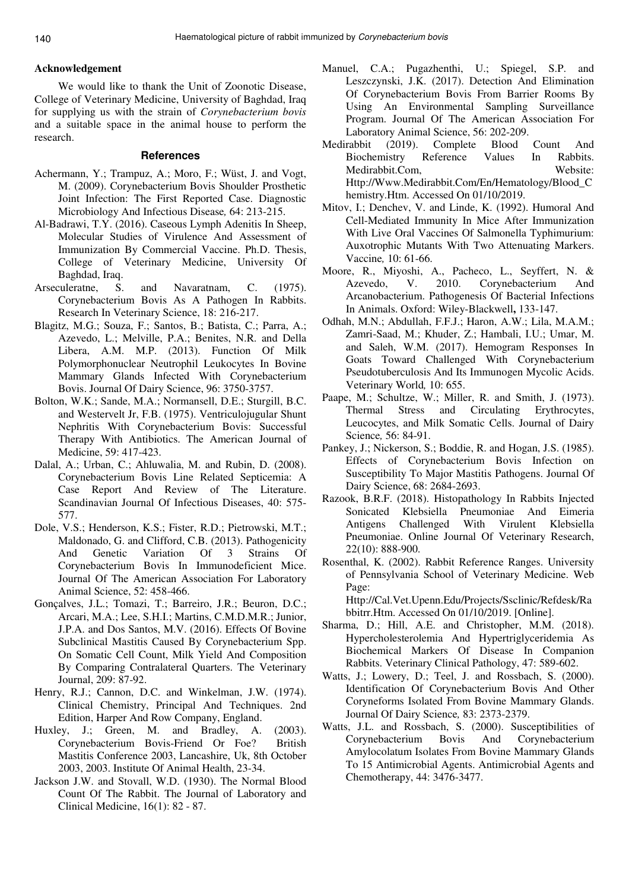## Acknowledgement

We would like to thank the Unit of Zoonotic Disease, College of Veterinary Medicine, University of Baghdad, Iraq for supplying us with the strain of *Corynebacterium bovis* and a suitable space in the animal house to perform the research.

## References

Achermann, Y.; Trampuz, A.; Moro, F.; Wüst, J. and Vogt, M. (2009). Corynebacterium Bovis Shoulder Prosthetic Joint Infection: The First Reported Case. Diagnostic Microbiology And Infectious Disease*,* 64: 213-215.

Al-Badrawi, T.Y. (2016). Caseous Lymph Adenitis In Sheep, Molecular Studies of Virulence And Assessment of Immunization By Commercial Vaccine. Ph.D. Thesis, College of Veterinary Medicine, University Of Baghdad, Iraq.

Arseculeratne, S. and Navaratnam, C. (1975). Corynebacterium Bovis As A Pathogen In Rabbits. Research In Veterinary Science, 18: 216-217.

Blagitz, M.G.; Souza, F.; Santos, B.; Batista, C.; Parra, A.; Azevedo, L.; Melville, P.A.; Benites, N.R. and Della Libera, A.M. M.P. (2013). Function Of Milk Polymorphonuclear Neutrophil Leukocytes In Bovine Mammary Glands Infected With Corynebacterium Bovis. Journal Of Dairy Science, 96: 3750-3757.

Bolton, W.K.; Sande, M.A.; Normansell, D.E.; Sturgill, B.C. and Westervelt Jr, F.B. (1975). Ventriculojugular Shunt Nephritis With Corynebacterium Bovis: Successful Therapy With Antibiotics. The American Journal of Medicine, 59: 417-423.

Dalal, A.; Urban, C.; Ahluwalia, M. and Rubin, D. (2008). Corynebacterium Bovis Line Related Septicemia: A Case Report And Review of The Literature. Scandinavian Journal Of Infectious Diseases, 40: 575-577.

Dole, V.S.; Henderson, K.S.; Fister, R.D.; Pietrowski, M.T.; Maldonado, G. and Clifford, C.B. (2013). Pathogenicity And Genetic Variation Of 3 Strains Of Corynebacterium Bovis In Immunodeficient Mice. Journal Of The American Association For Laboratory Animal Science, 52: 458-466.

Gonçalves, J.L.; Tomazi, T.; Barreiro, J.R.; Beuron, D.C.; Arcari, M.A.; Lee, S.H.I.; Martins, C.M.D.M.R.; Junior, J.P.A. and Dos Santos, M.V. (2016). Effects Of Bovine Subclinical Mastitis Caused By Corynebacterium Spp. On Somatic Cell Count, Milk Yield And Composition By Comparing Contralateral Quarters. The Veterinary Journal, 209: 87-92.

Henry, R.J.; Cannon, D.C. and Winkelman, J.W. (1974). Clinical Chemistry, Principal And Techniques. 2nd Edition, Harper And Row Company, England.

Huxley, J.; Green, M. and Bradley, A. (2003). Corynebacterium Bovis-Friend Or Foe? British Mastitis Conference 2003, Lancashire, Uk, 8th October 2003, 2003. Institute Of Animal Health, 23-34.

Jackson J.W. and Stovall, W.D. (1930). The Normal Blood Count Of The Rabbit. The Journal of Laboratory and Clinical Medicine, 16(1): 82 - 87.

Manuel, C.A.; Pugazhenthi, U.; Spiegel, S.P. and Leszczynski, J.K. (2017). Detection And Elimination Of Corynebacterium Bovis From Barrier Rooms By Using An Environmental Sampling Surveillance Program. Journal Of The American Association For Laboratory Animal Science, 56: 202-209.

Medirabbit (2019). Complete Blood Count And Biochemistry Reference Values In Rabbits. Medirabbit.Com, Website: Http://Www.Medirabbit.Com/En/Hematology/Blood_Chemistry.Htm. Accessed On 01/10/2019.

Mitov, I.; Denchev, V. and Linde, K. (1992). Humoral And Cell-Mediated Immunity In Mice After Immunization With Live Oral Vaccines Of Salmonella Typhimurium: Auxotrophic Mutants With Two Attenuating Markers. Vaccine*,* 10: 61-66.

Moore, R., Miyoshi, A., Pacheco, L., Seyffert, N. & Azevedo, V. 2010. Corynebacterium And Arcanobacterium. Pathogenesis Of Bacterial Infections In Animals. Oxford: Wiley-Blackwell**,** 133-147.

Odhah, M.N.; Abdullah, F.F.J.; Haron, A.W.; Lila, M.A.M.; Zamri-Saad, M.; Khuder, Z.; Hambali, I.U.; Umar, M. and Saleh, W.M. (2017). Hemogram Responses In Goats Toward Challenged With Corynebacterium Pseudotuberculosis And Its Immunogen Mycolic Acids. Veterinary World*,* 10: 655.

Paape, M.; Schultze, W.; Miller, R. and Smith, J. (1973). Thermal Stress and Circulating Erythrocytes, Leucocytes, and Milk Somatic Cells. Journal of Dairy Science*,* 56: 84-91.

Pankey, J.; Nickerson, S.; Boddie, R. and Hogan, J.S. (1985). Effects of Corynebacterium Bovis Infection on Susceptibility To Major Mastitis Pathogens. Journal Of Dairy Science, 68: 2684-2693.

Razook, B.R.F. (2018). Histopathology In Rabbits Injected Sonicated Klebsiella Pneumoniae And Eimeria Antigens Challenged With Virulent Klebsiella Pneumoniae. Online Journal Of Veterinary Research, 22(10): 888-900.

Rosenthal, K. (2002). Rabbit Reference Ranges. University of Pennsylvania School of Veterinary Medicine. Web Page: Http://Cal.Vet.Upenn.Edu/Projects/Ssclinic/Refdesk/Rabbitrr.Htm. Accessed On 01/10/2019. [Online].

Sharma, D.; Hill, A.E. and Christopher, M.M. (2018). Hypercholesterolemia And Hypertriglyceridemia As Biochemical Markers Of Disease In Companion Rabbits. Veterinary Clinical Pathology, 47: 589-602.

Watts, J.; Lowery, D.; Teel, J. and Rossbach, S. (2000). Identification Of Corynebacterium Bovis And Other Coryneforms Isolated From Bovine Mammary Glands. Journal Of Dairy Science*,* 83: 2373-2379.

Watts, J.L. and Rossbach, S. (2000). Susceptibilities of Corynebacterium Bovis And Corynebacterium Amylocolatum Isolates From Bovine Mammary Glands To 15 Antimicrobial Agents. Antimicrobial Agents and Chemotherapy, 44: 3476-3477.